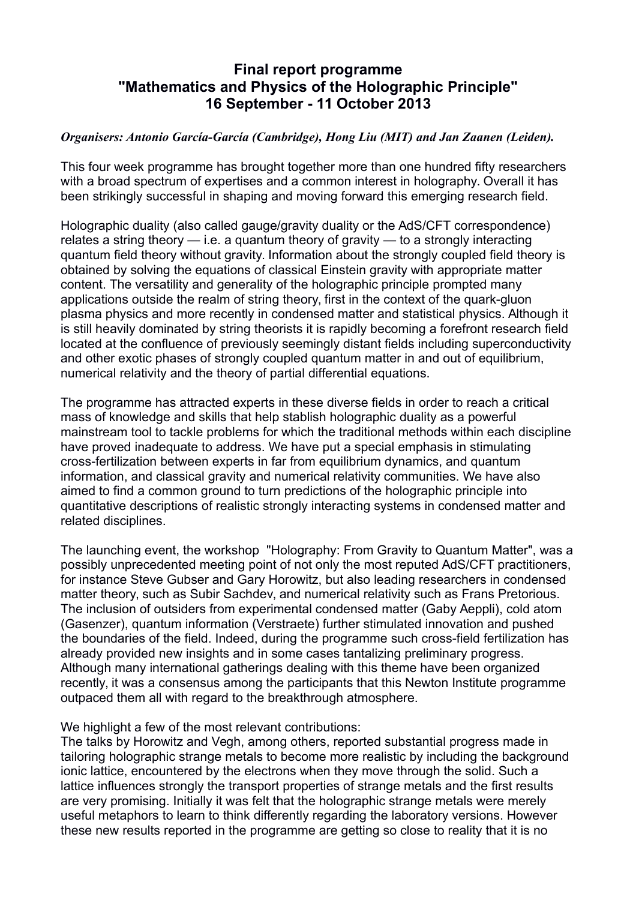# Final report programme "Mathematics and Physics of the Holographic Principle" 16 September - 11 October 2013

***Organisers: Antonio García-García (Cambridge), Hong Liu (MIT) and Jan Zaanen (Leiden).***

This four week programme has brought together more than one hundred fifty researchers with a broad spectrum of expertises and a common interest in holography. Overall it has been strikingly successful in shaping and moving forward this emerging research field.

Holographic duality (also called gauge/gravity duality or the AdS/CFT correspondence) relates a string theory — i.e. a quantum theory of gravity — to a strongly interacting quantum field theory without gravity. Information about the strongly coupled field theory is obtained by solving the equations of classical Einstein gravity with appropriate matter content. The versatility and generality of the holographic principle prompted many applications outside the realm of string theory, first in the context of the quark-gluon plasma physics and more recently in condensed matter and statistical physics. Although it is still heavily dominated by string theorists it is rapidly becoming a forefront research field located at the confluence of previously seemingly distant fields including superconductivity and other exotic phases of strongly coupled quantum matter in and out of equilibrium, numerical relativity and the theory of partial differential equations.

The programme has attracted experts in these diverse fields in order to reach a critical mass of knowledge and skills that help stablish holographic duality as a powerful mainstream tool to tackle problems for which the traditional methods within each discipline have proved inadequate to address. We have put a special emphasis in stimulating cross-fertilization between experts in far from equilibrium dynamics, and quantum information, and classical gravity and numerical relativity communities. We have also aimed to find a common ground to turn predictions of the holographic principle into quantitative descriptions of realistic strongly interacting systems in condensed matter and related disciplines.

The launching event, the workshop "Holography: From Gravity to Quantum Matter", was a possibly unprecedented meeting point of not only the most reputed AdS/CFT practitioners, for instance Steve Gubser and Gary Horowitz, but also leading researchers in condensed matter theory, such as Subir Sachdev, and numerical relativity such as Frans Pretorious. The inclusion of outsiders from experimental condensed matter (Gaby Aeppli), cold atom (Gasenzer), quantum information (Verstraete) further stimulated innovation and pushed the boundaries of the field. Indeed, during the programme such cross-field fertilization has already provided new insights and in some cases tantalizing preliminary progress. Although many international gatherings dealing with this theme have been organized recently, it was a consensus among the participants that this Newton Institute programme outpaced them all with regard to the breakthrough atmosphere.

We highlight a few of the most relevant contributions:
The talks by Horowitz and Vegh, among others, reported substantial progress made in tailoring holographic strange metals to become more realistic by including the background ionic lattice, encountered by the electrons when they move through the solid. Such a lattice influences strongly the transport properties of strange metals and the first results are very promising. Initially it was felt that the holographic strange metals were merely useful metaphors to learn to think differently regarding the laboratory versions. However these new results reported in the programme are getting so close to reality that it is no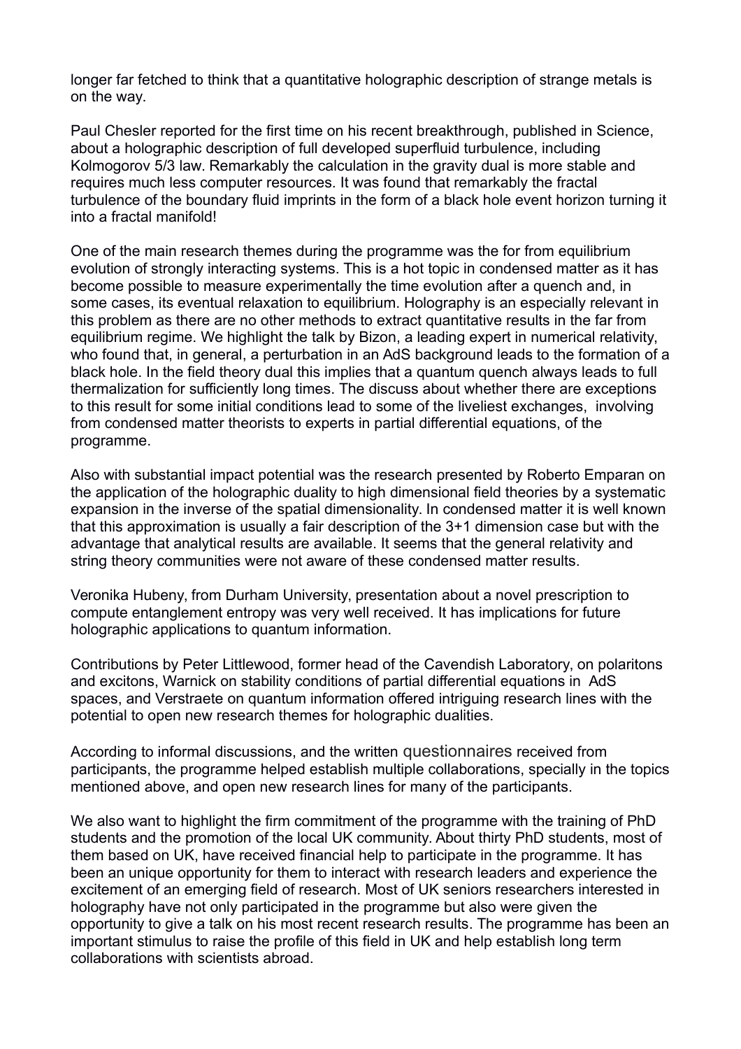longer far fetched to think that a quantitative holographic description of strange metals is on the way.

Paul Chesler reported for the first time on his recent breakthrough, published in Science, about a holographic description of full developed superfluid turbulence, including Kolmogorov 5/3 law. Remarkably the calculation in the gravity dual is more stable and requires much less computer resources. It was found that remarkably the fractal turbulence of the boundary fluid imprints in the form of a black hole event horizon turning it into a fractal manifold!

One of the main research themes during the programme was the for from equilibrium evolution of strongly interacting systems. This is a hot topic in condensed matter as it has become possible to measure experimentally the time evolution after a quench and, in some cases, its eventual relaxation to equilibrium. Holography is an especially relevant in this problem as there are no other methods to extract quantitative results in the far from equilibrium regime. We highlight the talk by Bizon, a leading expert in numerical relativity, who found that, in general, a perturbation in an AdS background leads to the formation of a black hole. In the field theory dual this implies that a quantum quench always leads to full thermalization for sufficiently long times. The discuss about whether there are exceptions to this result for some initial conditions lead to some of the liveliest exchanges, involving from condensed matter theorists to experts in partial differential equations, of the programme.

Also with substantial impact potential was the research presented by Roberto Emparan on the application of the holographic duality to high dimensional field theories by a systematic expansion in the inverse of the spatial dimensionality. In condensed matter it is well known that this approximation is usually a fair description of the 3+1 dimension case but with the advantage that analytical results are available. It seems that the general relativity and string theory communities were not aware of these condensed matter results.

Veronika Hubeny, from Durham University, presentation about a novel prescription to compute entanglement entropy was very well received. It has implications for future holographic applications to quantum information.

Contributions by Peter Littlewood, former head of the Cavendish Laboratory, on polaritons and excitons, Warnick on stability conditions of partial differential equations in AdS spaces, and Verstraete on quantum information offered intriguing research lines with the potential to open new research themes for holographic dualities.

According to informal discussions, and the written questionnaires received from participants, the programme helped establish multiple collaborations, specially in the topics mentioned above, and open new research lines for many of the participants.

We also want to highlight the firm commitment of the programme with the training of PhD students and the promotion of the local UK community. About thirty PhD students, most of them based on UK, have received financial help to participate in the programme. It has been an unique opportunity for them to interact with research leaders and experience the excitement of an emerging field of research. Most of UK seniors researchers interested in holography have not only participated in the programme but also were given the opportunity to give a talk on his most recent research results. The programme has been an important stimulus to raise the profile of this field in UK and help establish long term collaborations with scientists abroad.